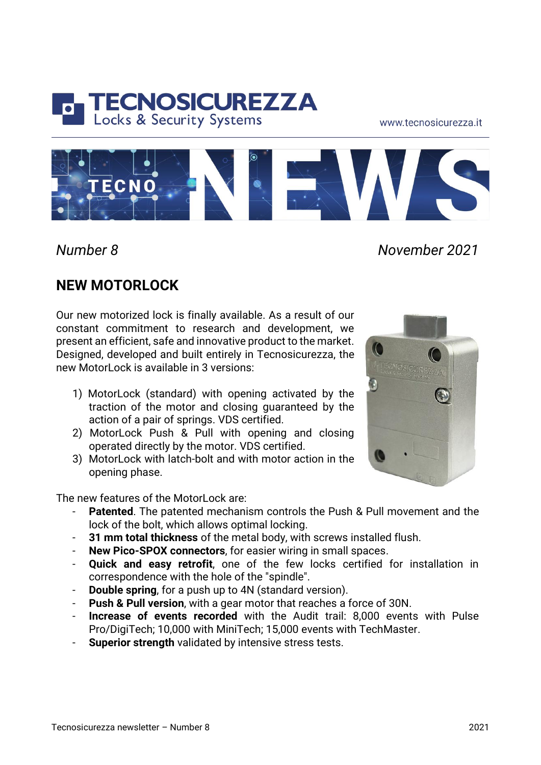TECNOSICUREZZA
Locks & Security Systems

www.tecnosicurezza.it

TECNO NEWS

*Number 8* *November 2021*

## NEW MOTORLOCK

Our new motorized lock is finally available. As a result of our constant commitment to research and development, we present an efficient, safe and innovative product to the market. Designed, developed and built entirely in Tecnosicurezza, the new MotorLock is available in 3 versions:

1) MotorLock (standard) with opening activated by the traction of the motor and closing guaranteed by the action of a pair of springs. VDS certified.
2) MotorLock Push & Pull with opening and closing operated directly by the motor. VDS certified.
3) MotorLock with latch-bolt and with motor action in the opening phase.

The new features of the MotorLock are:

- **Patented**. The patented mechanism controls the Push & Pull movement and the lock of the bolt, which allows optimal locking.
- **31 mm total thickness** of the metal body, with screws installed flush.
- **New Pico-SPOX connectors**, for easier wiring in small spaces.
- **Quick and easy retrofit**, one of the few locks certified for installation in correspondence with the hole of the "spindle".
- **Double spring**, for a push up to 4N (standard version).
- **Push & Pull version**, with a gear motor that reaches a force of 30N.
- **Increase of events recorded** with the Audit trail: 8,000 events with Pulse Pro/DigiTech; 10,000 with MiniTech; 15,000 events with TechMaster.
- **Superior strength** validated by intensive stress tests.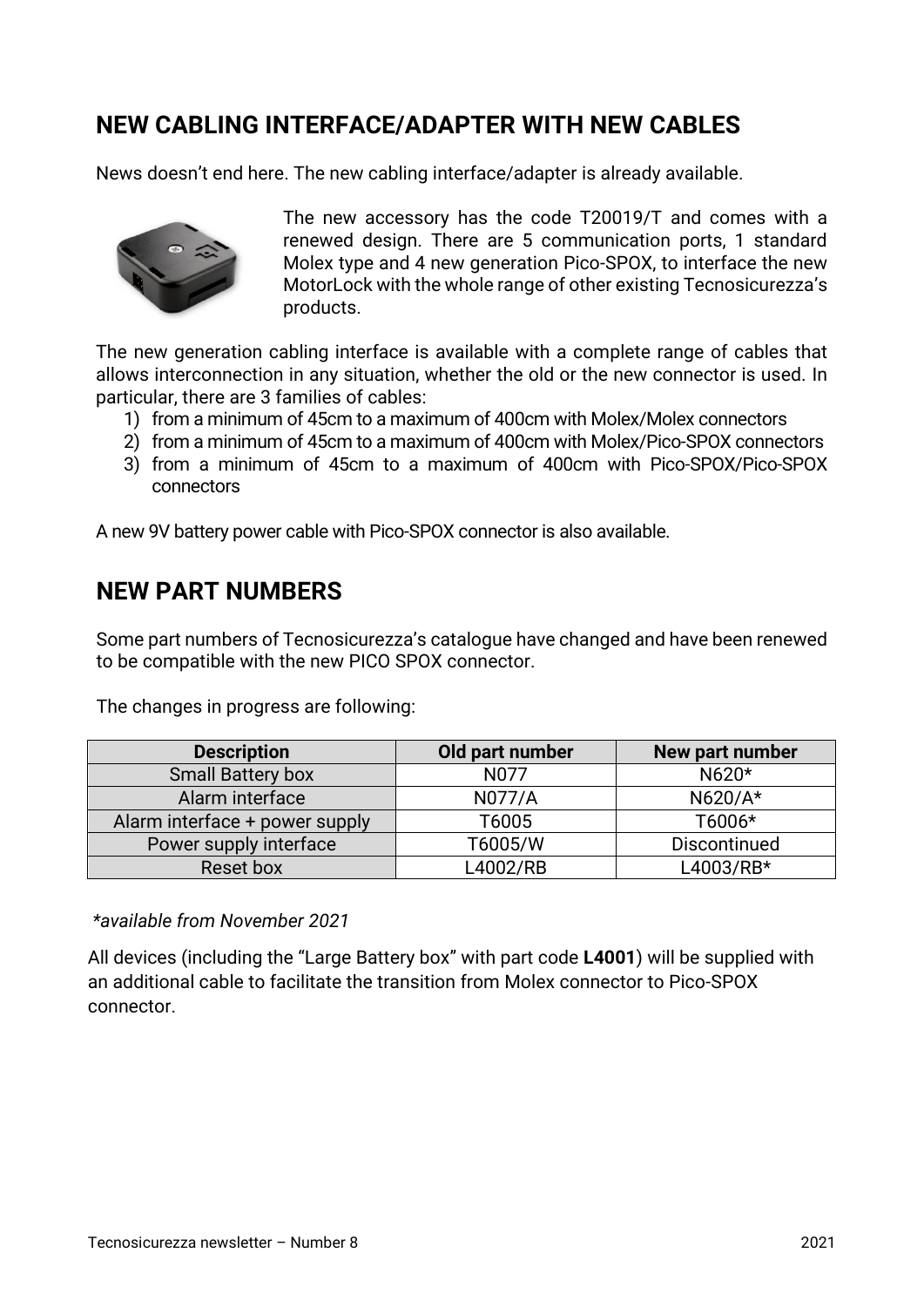## NEW CABLING INTERFACE/ADAPTER WITH NEW CABLES

News doesn't end here. The new cabling interface/adapter is already available.

The new accessory has the code T20019/T and comes with a renewed design. There are 5 communication ports, 1 standard Molex type and 4 new generation Pico-SPOX, to interface the new MotorLock with the whole range of other existing Tecnosicurezza's products.

The new generation cabling interface is available with a complete range of cables that allows interconnection in any situation, whether the old or the new connector is used. In particular, there are 3 families of cables:

1) from a minimum of 45cm to a maximum of 400cm with Molex/Molex connectors
2) from a minimum of 45cm to a maximum of 400cm with Molex/Pico-SPOX connectors
3) from a minimum of 45cm to a maximum of 400cm with Pico-SPOX/Pico-SPOX connectors

A new 9V battery power cable with Pico-SPOX connector is also available.

## NEW PART NUMBERS

Some part numbers of Tecnosicurezza's catalogue have changed and have been renewed to be compatible with the new PICO SPOX connector.

The changes in progress are following:

| Description | Old part number | New part number |
|---|---|---|
| Small Battery box | N077 | N620* |
| Alarm interface | N077/A | N620/A* |
| Alarm interface + power supply | T6005 | T6006* |
| Power supply interface | T6005/W | Discontinued |
| Reset box | L4002/RB | L4003/RB* |

*\*available from November 2021*

All devices (including the "Large Battery box" with part code **L4001**) will be supplied with an additional cable to facilitate the transition from Molex connector to Pico-SPOX connector.